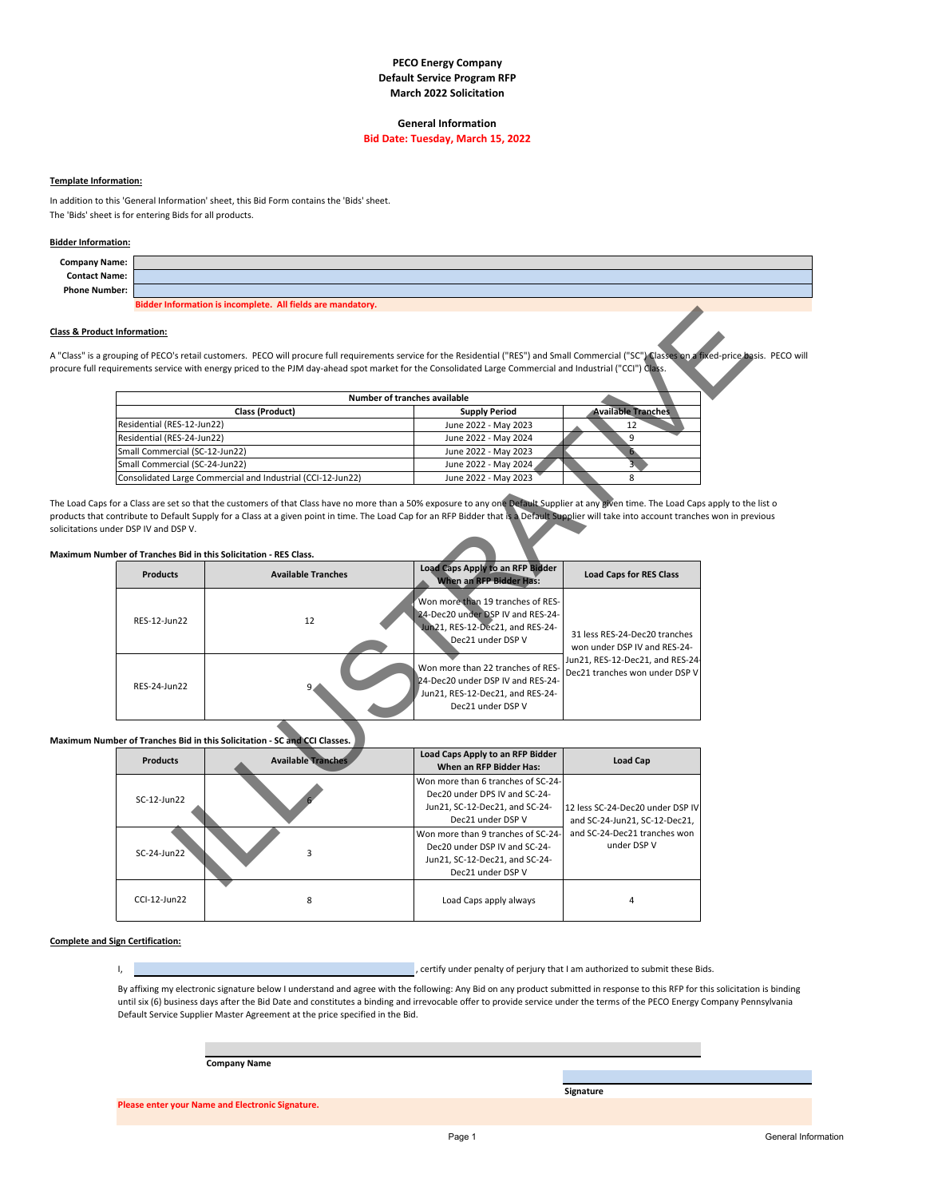**PECO Energy Company**
**Default Service Program RFP**
**March 2022 Solicitation**

**General Information**
**Bid Date: Tuesday, March 15, 2022**

**Template Information:**

In addition to this 'General Information' sheet, this Bid Form contains the 'Bids' sheet.
The 'Bids' sheet is for entering Bids for all products.

**Bidder Information:**

| | |
|---|---|
| **Company Name:** | |
| **Contact Name:** | |
| **Phone Number:** | |
| | **Bidder Information is incomplete. All fields are mandatory.** |

**Class & Product Information:**

A "Class" is a grouping of PECO's retail customers. PECO will procure full requirements service for the Residential ("RES") and Small Commercial ("SC") Classes on a fixed-price basis. PECO will procure full requirements service with energy priced to the PJM day-ahead spot market for the Consolidated Large Commercial and Industrial ("CCI") Class.

| Number of tranches available | | |
|---|---|---|
| **Class (Product)** | **Supply Period** | **Available Tranches** |
| Residential (RES-12-Jun22) | June 2022 - May 2023 | 12 |
| Residential (RES-24-Jun22) | June 2022 - May 2024 | 9 |
| Small Commercial (SC-12-Jun22) | June 2022 - May 2023 | 6 |
| Small Commercial (SC-24-Jun22) | June 2022 - May 2024 | 3 |
| Consolidated Large Commercial and Industrial (CCI-12-Jun22) | June 2022 - May 2023 | 8 |

The Load Caps for a Class are set so that the customers of that Class have no more than a 50% exposure to any one Default Supplier at any given time. The Load Caps apply to the list o products that contribute to Default Supply for a Class at a given point in time. The Load Cap for an RFP Bidder that is a Default Supplier will take into account tranches won in previous solicitations under DSP IV and DSP V.

**Maximum Number of Tranches Bid in this Solicitation - RES Class.**

| Products | Available Tranches | Load Caps Apply to an RFP Bidder When an RFP Bidder Has: | Load Caps for RES Class |
|---|---|---|---|
| RES-12-Jun22 | 12 | Won more than 19 tranches of RES-24-Dec20 under DSP IV and RES-24-Jun21, RES-12-Dec21, and RES-24-Dec21 under DSP V | 31 less RES-24-Dec20 tranches won under DSP IV and RES-24-Jun21, RES-12-Dec21, and RES-24-Dec21 tranches won under DSP V |
| RES-24-Jun22 | 9 | Won more than 22 tranches of RES-24-Dec20 under DSP IV and RES-24-Jun21, RES-12-Dec21, and RES-24-Dec21 under DSP V | |

**Maximum Number of Tranches Bid in this Solicitation - SC and CCI Classes.**

| Products | Available Tranches | Load Caps Apply to an RFP Bidder When an RFP Bidder Has: | Load Cap |
|---|---|---|---|
| SC-12-Jun22 | 6 | Won more than 6 tranches of SC-24-Dec20 under DPS IV and SC-24-Jun21, SC-12-Dec21, and SC-24-Dec21 under DSP V | 12 less SC-24-Dec20 under DSP IV and SC-24-Jun21, SC-12-Dec21, and SC-24-Dec21 tranches won under DSP V |
| SC-24-Jun22 | 3 | Won more than 9 tranches of SC-24-Dec20 under DSP IV and SC-24-Jun21, SC-12-Dec21, and SC-24-Dec21 under DSP V | |
| CCI-12-Jun22 | 8 | Load Caps apply always | 4 |

**Complete and Sign Certification:**

I, ______________________, certify under penalty of perjury that I am authorized to submit these Bids.

By affixing my electronic signature below I understand and agree with the following: Any Bid on any product submitted in response to this RFP for this solicitation is binding until six (6) business days after the Bid Date and constitutes a binding and irrevocable offer to provide service under the terms of the PECO Energy Company Pennsylvania Default Service Supplier Master Agreement at the price specified in the Bid.

______________________
**Company Name**

______________________
**Signature**

**Please enter your Name and Electronic Signature.**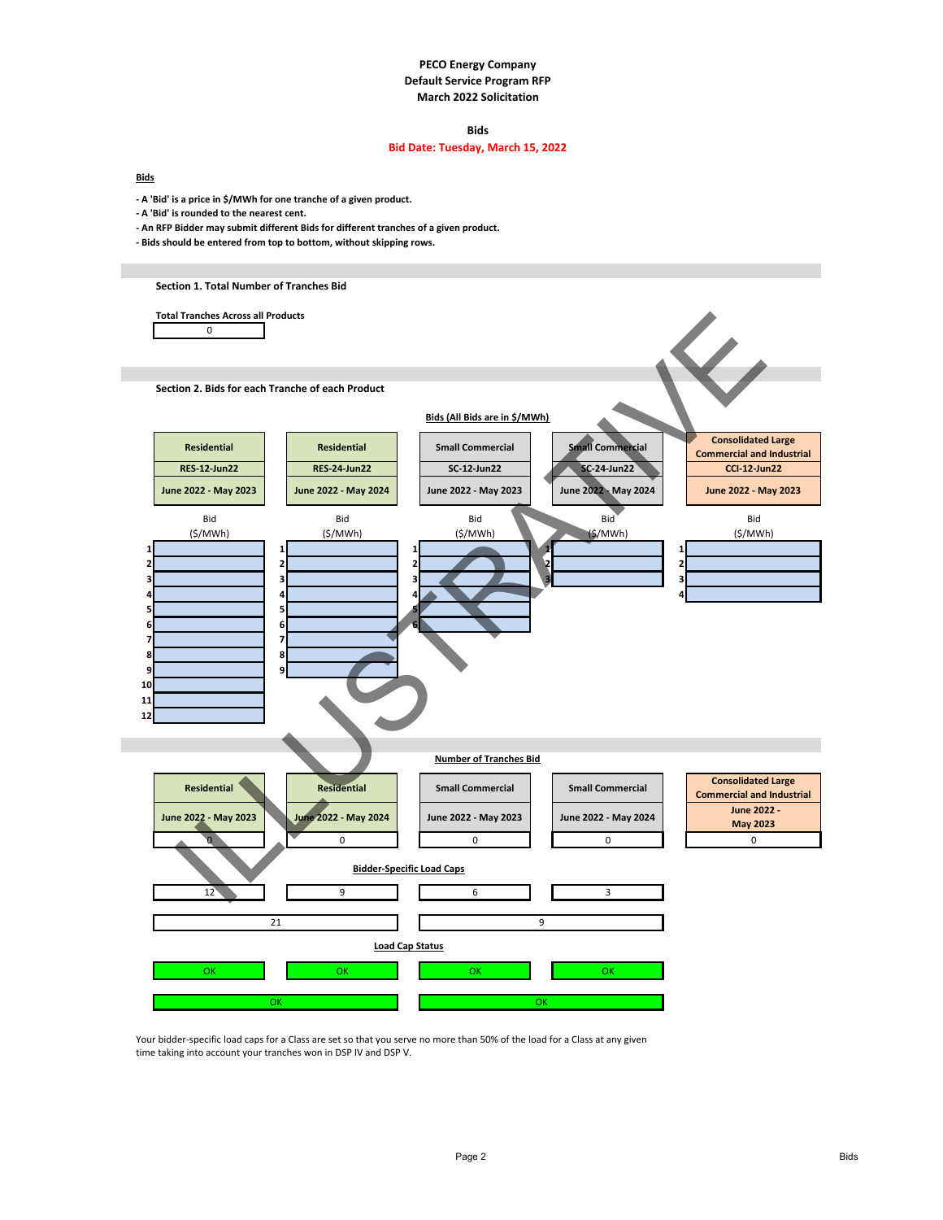**PECO Energy Company**
**Default Service Program RFP**
**March 2022 Solicitation**

**Bids**

**Bid Date: Tuesday, March 15, 2022**

**Bids**

- **A 'Bid' is a price in $/MWh for one tranche of a given product.**
- **A 'Bid' is rounded to the nearest cent.**
- **An RFP Bidder may submit different Bids for different tranches of a given product.**
- **Bids should be entered from top to bottom, without skipping rows.**

## Section 1. Total Number of Tranches Bid

**Total Tranches Across all Products**

| |
|---|
| 0 |

## Section 2. Bids for each Tranche of each Product

**Bids (All Bids are in $/MWh)**

| | Residential | Residential | Small Commercial | Small Commercial | Consolidated Large Commercial and Industrial |
|---|---|---|---|---|---|
| | RES-12-Jun22 | RES-24-Jun22 | SC-12-Jun22 | SC-24-Jun22 | CCI-12-Jun22 |
| | June 2022 - May 2023 | June 2022 - May 2024 | June 2022 - May 2023 | June 2022 - May 2024 | June 2022 - May 2023 |
| | Bid ($/MWh) | Bid ($/MWh) | Bid ($/MWh) | Bid ($/MWh) | Bid ($/MWh) |
| 1 | | | | | |
| 2 | | | | | |
| 3 | | | | | |
| 4 | | | | | |
| 5 | | | | | |
| 6 | | | | | |
| 7 | | | | | |
| 8 | | | | | |
| 9 | | | | | |
| 10 | | | | | |
| 11 | | | | | |
| 12 | | | | | |

**Number of Tranches Bid**

| Residential | Residential | Small Commercial | Small Commercial | Consolidated Large Commercial and Industrial |
|---|---|---|---|---|
| June 2022 - May 2023 | June 2022 - May 2024 | June 2022 - May 2023 | June 2022 - May 2024 | June 2022 - May 2023 |
| 0 | 0 | 0 | 0 | 0 |

**Bidder-Specific Load Caps**

| Residential June 2022 - May 2023 | Residential June 2022 - May 2024 | Small Commercial June 2022 - May 2023 | Small Commercial June 2022 - May 2024 |
|---|---|---|---|
| 12 | 9 | 6 | 3 |
| 21 | | 9 | |

**Load Cap Status**

| Residential June 2022 - May 2023 | Residential June 2022 - May 2024 | Small Commercial June 2022 - May 2023 | Small Commercial June 2022 - May 2024 |
|---|---|---|---|
| OK | OK | OK | OK |
| OK | | OK | |

Your bidder-specific load caps for a Class are set so that you serve no more than 50% of the load for a Class at any given time taking into account your tranches won in DSP IV and DSP V.

ILLUSTRATIVE